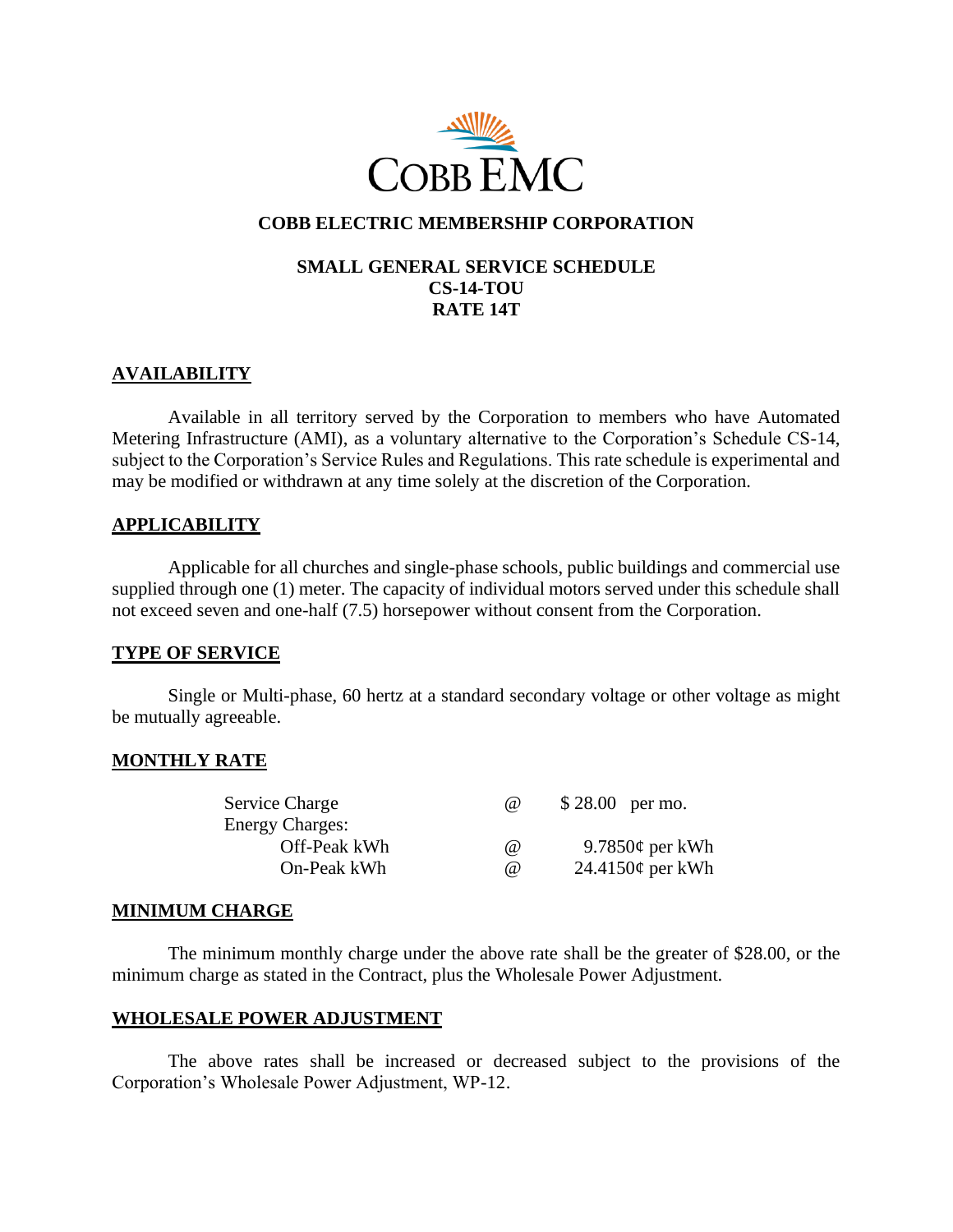# COBB ELECTRIC MEMBERSHIP CORPORATION

## SMALL GENERAL SERVICE SCHEDULE
## CS-14-TOU
## RATE 14T

### AVAILABILITY

Available in all territory served by the Corporation to members who have Automated Metering Infrastructure (AMI), as a voluntary alternative to the Corporation's Schedule CS-14, subject to the Corporation's Service Rules and Regulations. This rate schedule is experimental and may be modified or withdrawn at any time solely at the discretion of the Corporation.

### APPLICABILITY

Applicable for all churches and single-phase schools, public buildings and commercial use supplied through one (1) meter. The capacity of individual motors served under this schedule shall not exceed seven and one-half (7.5) horsepower without consent from the Corporation.

### TYPE OF SERVICE

Single or Multi-phase, 60 hertz at a standard secondary voltage or other voltage as might be mutually agreeable.

### MONTHLY RATE

| | | |
|---|---|---|
| Service Charge | @ | $ 28.00 per mo. |
| Energy Charges: | | |
| Off-Peak kWh | @ | 9.7850¢ per kWh |
| On-Peak kWh | @ | 24.4150¢ per kWh |

### MINIMUM CHARGE

The minimum monthly charge under the above rate shall be the greater of $28.00, or the minimum charge as stated in the Contract, plus the Wholesale Power Adjustment.

### WHOLESALE POWER ADJUSTMENT

The above rates shall be increased or decreased subject to the provisions of the Corporation's Wholesale Power Adjustment, WP-12.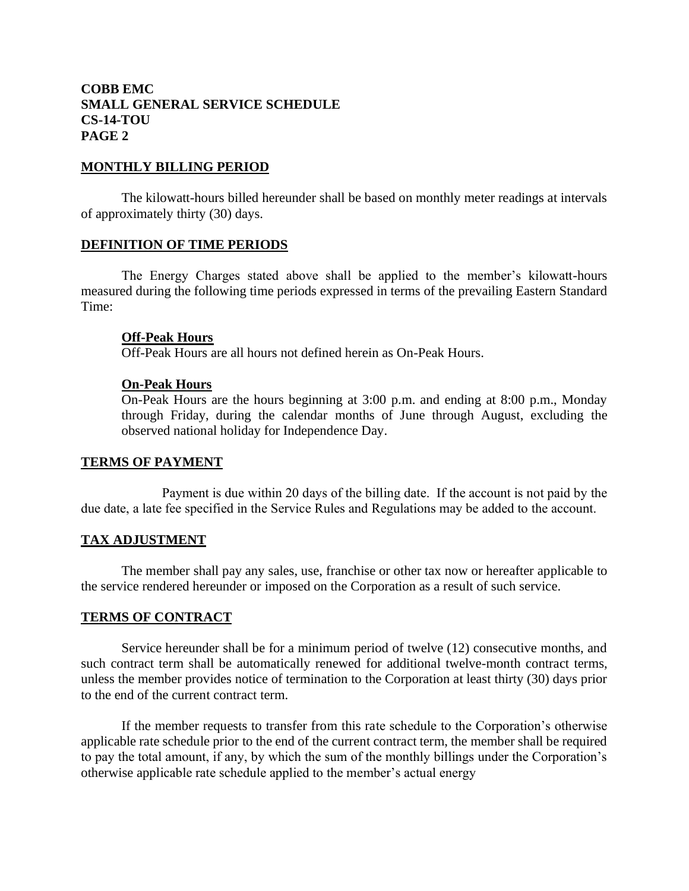**COBB EMC**
**SMALL GENERAL SERVICE SCHEDULE**
**CS-14-TOU**
**PAGE 2**

## MONTHLY BILLING PERIOD

The kilowatt-hours billed hereunder shall be based on monthly meter readings at intervals of approximately thirty (30) days.

## DEFINITION OF TIME PERIODS

The Energy Charges stated above shall be applied to the member's kilowatt-hours measured during the following time periods expressed in terms of the prevailing Eastern Standard Time:

### Off-Peak Hours

Off-Peak Hours are all hours not defined herein as On-Peak Hours.

### On-Peak Hours

On-Peak Hours are the hours beginning at 3:00 p.m. and ending at 8:00 p.m., Monday through Friday, during the calendar months of June through August, excluding the observed national holiday for Independence Day.

## TERMS OF PAYMENT

Payment is due within 20 days of the billing date. If the account is not paid by the due date, a late fee specified in the Service Rules and Regulations may be added to the account.

## TAX ADJUSTMENT

The member shall pay any sales, use, franchise or other tax now or hereafter applicable to the service rendered hereunder or imposed on the Corporation as a result of such service.

## TERMS OF CONTRACT

Service hereunder shall be for a minimum period of twelve (12) consecutive months, and such contract term shall be automatically renewed for additional twelve-month contract terms, unless the member provides notice of termination to the Corporation at least thirty (30) days prior to the end of the current contract term.

If the member requests to transfer from this rate schedule to the Corporation's otherwise applicable rate schedule prior to the end of the current contract term, the member shall be required to pay the total amount, if any, by which the sum of the monthly billings under the Corporation's otherwise applicable rate schedule applied to the member's actual energy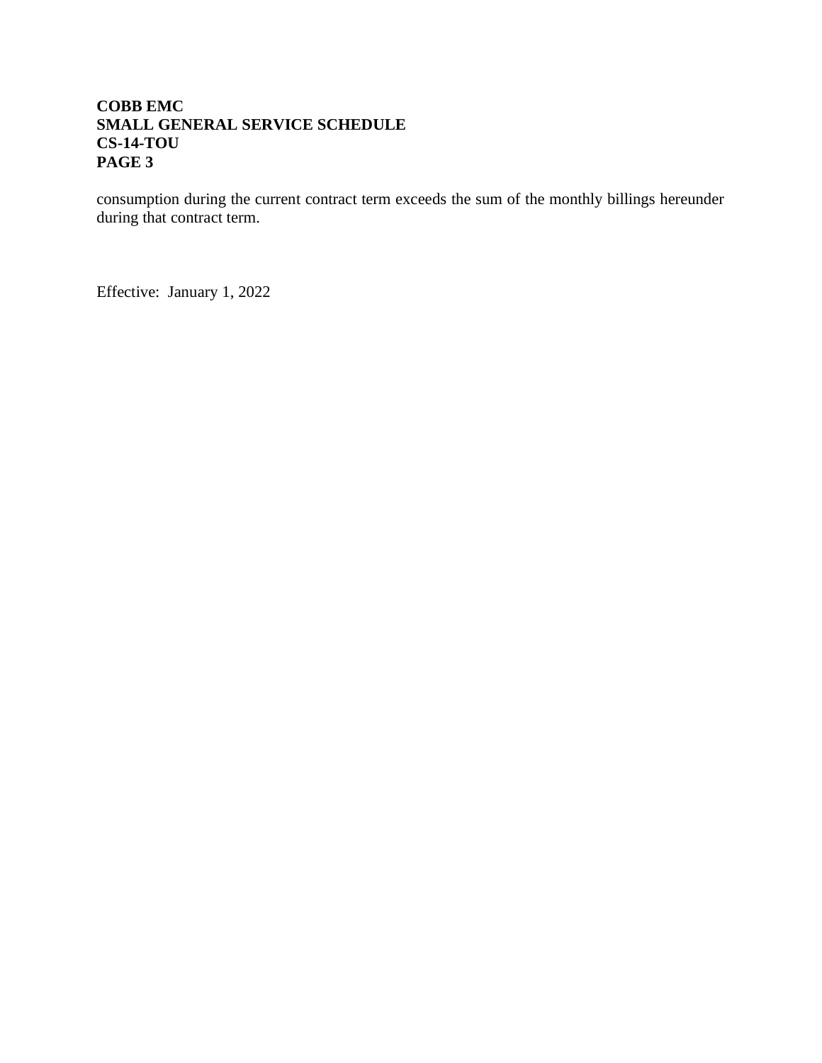consumption during the current contract term exceeds the sum of the monthly billings hereunder during that contract term.

Effective: January 1, 2022